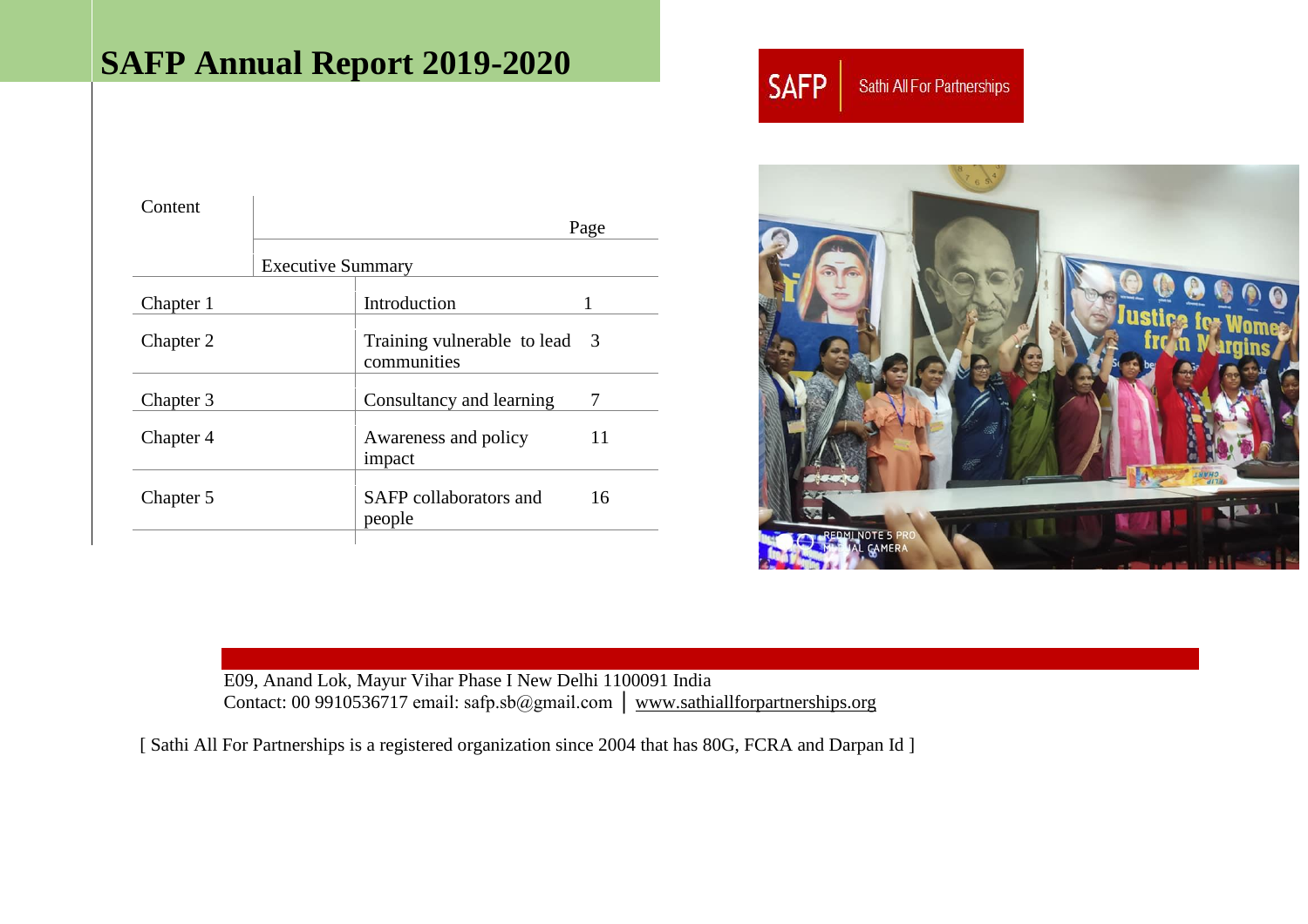# SAFP Annual Report 2019-2020

SAFP | Sathi All For Partnerships

| Content | | Page |
|---|---|---|
| | Executive Summary | |
| Chapter 1 | Introduction | 1 |
| Chapter 2 | Training vulnerable to lead communities | 3 |
| Chapter 3 | Consultancy and learning | 7 |
| Chapter 4 | Awareness and policy impact | 11 |
| Chapter 5 | SAFP collaborators and people | 16 |

E09, Anand Lok, Mayur Vihar Phase I New Delhi 1100091 India
Contact: 00 9910536717 email: safp.sb@gmail.com │ www.sathiallforpartnerships.org

[ Sathi All For Partnerships is a registered organization since 2004 that has 80G, FCRA and Darpan Id ]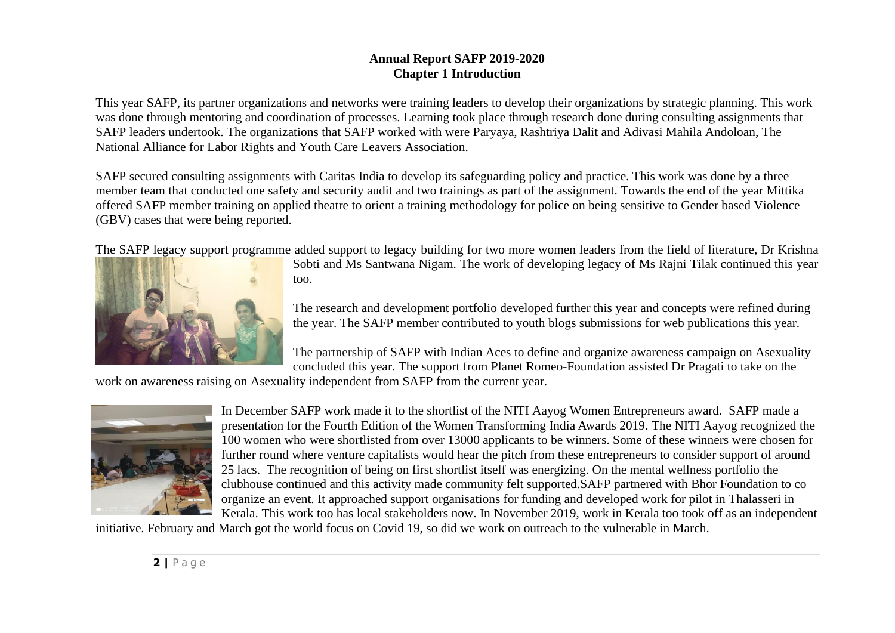**Annual Report SAFP 2019-2020**
**Chapter 1 Introduction**

This year SAFP, its partner organizations and networks were training leaders to develop their organizations by strategic planning. This work was done through mentoring and coordination of processes. Learning took place through research done during consulting assignments that SAFP leaders undertook. The organizations that SAFP worked with were Paryaya, Rashtriya Dalit and Adivasi Mahila Andoloan, The National Alliance for Labor Rights and Youth Care Leavers Association.

SAFP secured consulting assignments with Caritas India to develop its safeguarding policy and practice. This work was done by a three member team that conducted one safety and security audit and two trainings as part of the assignment. Towards the end of the year Mittika offered SAFP member training on applied theatre to orient a training methodology for police on being sensitive to Gender based Violence (GBV) cases that were being reported.

The SAFP legacy support programme added support to legacy building for two more women leaders from the field of literature, Dr Krishna Sobti and Ms Santwana Nigam. The work of developing legacy of Ms Rajni Tilak continued this year too.

The research and development portfolio developed further this year and concepts were refined during the year. The SAFP member contributed to youth blogs submissions for web publications this year.

The partnership of SAFP with Indian Aces to define and organize awareness campaign on Asexuality concluded this year. The support from Planet Romeo-Foundation assisted Dr Pragati to take on the work on awareness raising on Asexuality independent from SAFP from the current year.

In December SAFP work made it to the shortlist of the NITI Aayog Women Entrepreneurs award. SAFP made a presentation for the Fourth Edition of the Women Transforming India Awards 2019. The NITI Aayog recognized the 100 women who were shortlisted from over 13000 applicants to be winners. Some of these winners were chosen for further round where venture capitalists would hear the pitch from these entrepreneurs to consider support of around 25 lacs. The recognition of being on first shortlist itself was energizing. On the mental wellness portfolio the clubhouse continued and this activity made community felt supported.SAFP partnered with Bhor Foundation to co organize an event. It approached support organisations for funding and developed work for pilot in Thalasseri in Kerala. This work too has local stakeholders now. In November 2019, work in Kerala too took off as an independent initiative. February and March got the world focus on Covid 19, so did we work on outreach to the vulnerable in March.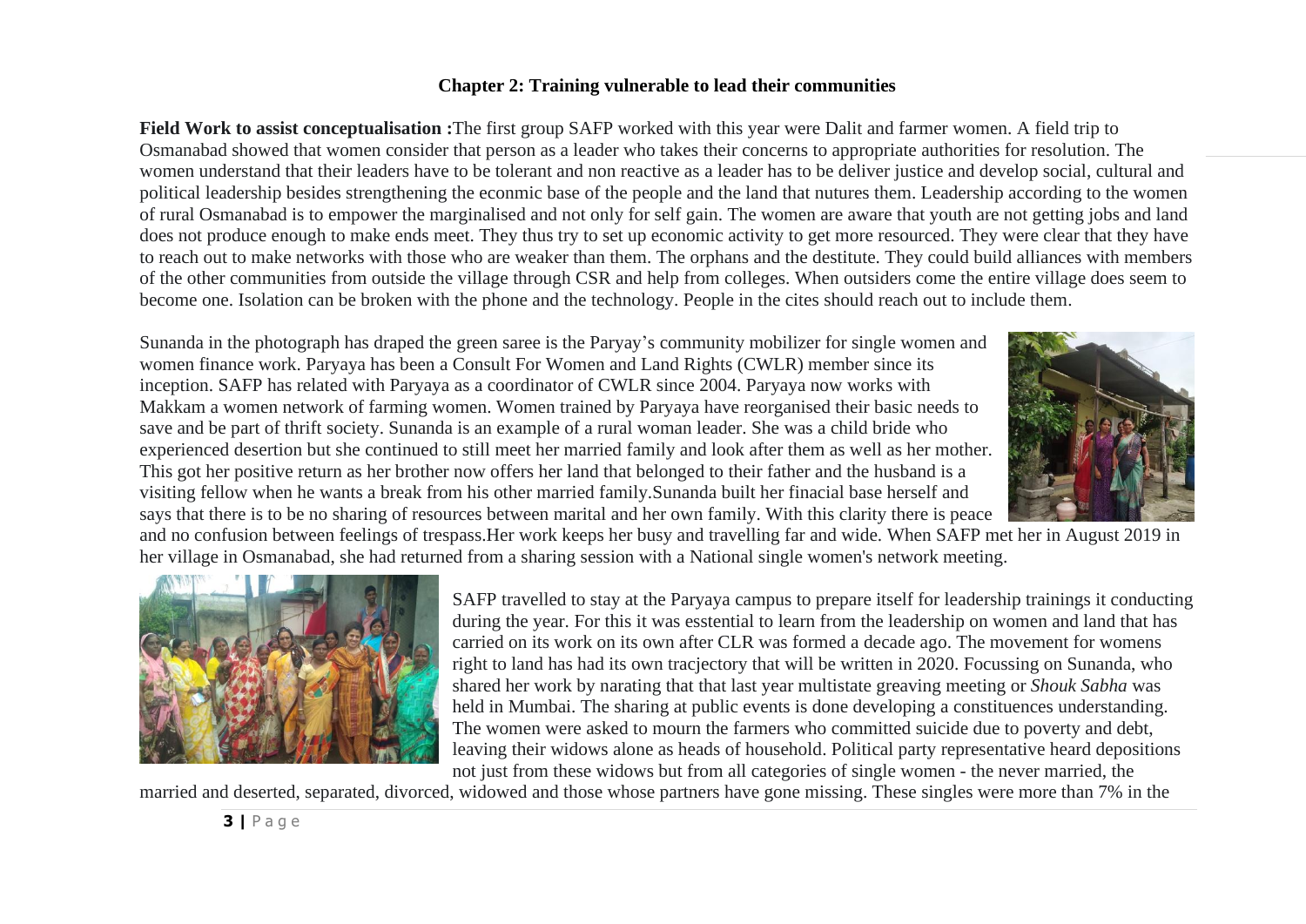## Chapter 2: Training vulnerable to lead their communities

**Field Work to assist conceptualisation :**The first group SAFP worked with this year were Dalit and farmer women. A field trip to Osmanabad showed that women consider that person as a leader who takes their concerns to appropriate authorities for resolution. The women understand that their leaders have to be tolerant and non reactive as a leader has to be deliver justice and develop social, cultural and political leadership besides strengthening the econmic base of the people and the land that nutures them. Leadership according to the women of rural Osmanabad is to empower the marginalised and not only for self gain. The women are aware that youth are not getting jobs and land does not produce enough to make ends meet. They thus try to set up economic activity to get more resourced. They were clear that they have to reach out to make networks with those who are weaker than them. The orphans and the destitute. They could build alliances with members of the other communities from outside the village through CSR and help from colleges. When outsiders come the entire village does seem to become one. Isolation can be broken with the phone and the technology. People in the cites should reach out to include them.

Sunanda in the photograph has draped the green saree is the Paryay's community mobilizer for single women and women finance work. Paryaya has been a Consult For Women and Land Rights (CWLR) member since its inception. SAFP has related with Paryaya as a coordinator of CWLR since 2004. Paryaya now works with Makkam a women network of farming women. Women trained by Paryaya have reorganised their basic needs to save and be part of thrift society. Sunanda is an example of a rural woman leader. She was a child bride who experienced desertion but she continued to still meet her married family and look after them as well as her mother. This got her positive return as her brother now offers her land that belonged to their father and the husband is a visiting fellow when he wants a break from his other married family.Sunanda built her finacial base herself and says that there is to be no sharing of resources between marital and her own family. With this clarity there is peace and no confusion between feelings of trespass.Her work keeps her busy and travelling far and wide. When SAFP met her in August 2019 in her village in Osmanabad, she had returned from a sharing session with a National single women's network meeting.

SAFP travelled to stay at the Paryaya campus to prepare itself for leadership trainings it conducting during the year. For this it was esstential to learn from the leadership on women and land that has carried on its work on its own after CLR was formed a decade ago. The movement for womens right to land has had its own tracjectory that will be written in 2020. Focussing on Sunanda, who shared her work by narating that that last year multistate greaving meeting or *Shouk Sabha* was held in Mumbai. The sharing at public events is done developing a constituences understanding. The women were asked to mourn the farmers who committed suicide due to poverty and debt, leaving their widows alone as heads of household. Political party representative heard depositions not just from these widows but from all categories of single women - the never married, the married and deserted, separated, divorced, widowed and those whose partners have gone missing. These singles were more than 7% in the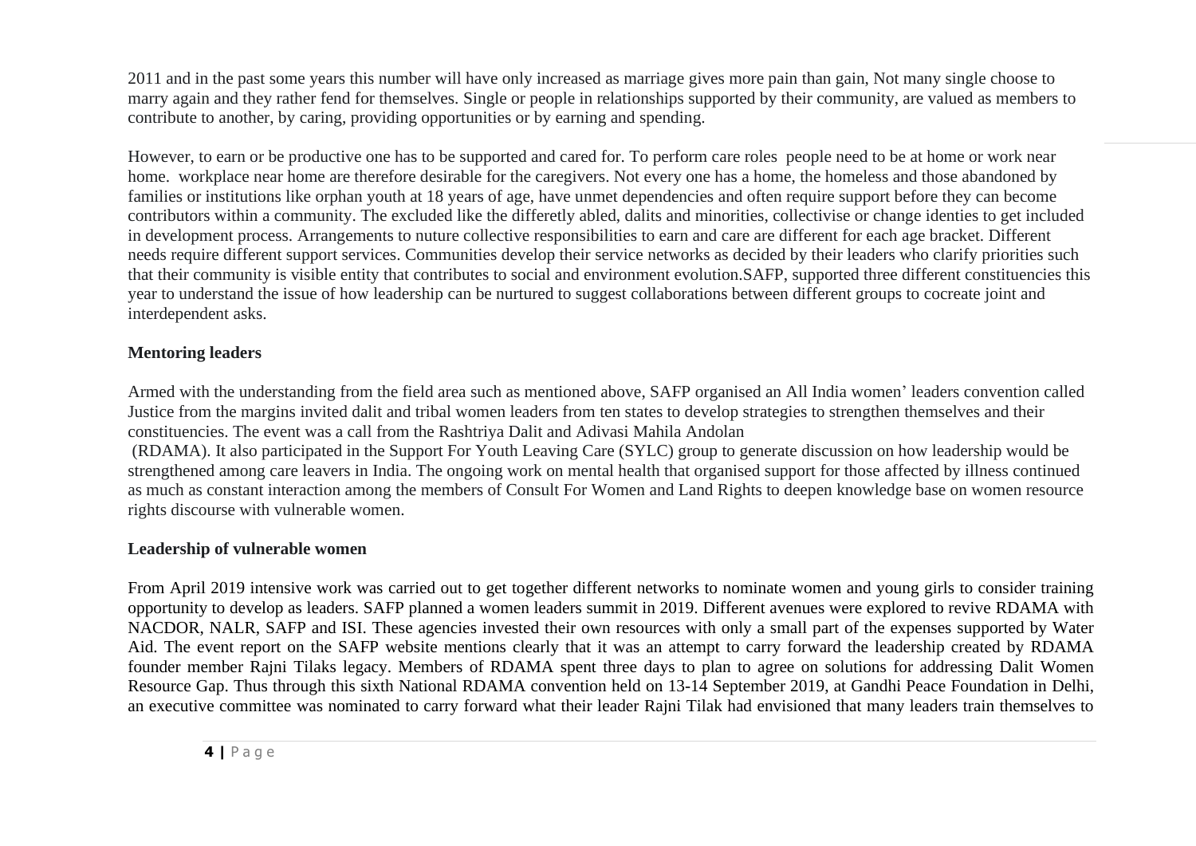2011 and in the past some years this number will have only increased as marriage gives more pain than gain, Not many single choose to marry again and they rather fend for themselves. Single or people in relationships supported by their community, are valued as members to contribute to another, by caring, providing opportunities or by earning and spending.

However, to earn or be productive one has to be supported and cared for. To perform care roles people need to be at home or work near home. workplace near home are therefore desirable for the caregivers. Not every one has a home, the homeless and those abandoned by families or institutions like orphan youth at 18 years of age, have unmet dependencies and often require support before they can become contributors within a community. The excluded like the differetly abled, dalits and minorities, collectivise or change identies to get included in development process. Arrangements to nuture collective responsibilities to earn and care are different for each age bracket. Different needs require different support services. Communities develop their service networks as decided by their leaders who clarify priorities such that their community is visible entity that contributes to social and environment evolution.SAFP, supported three different constituencies this year to understand the issue of how leadership can be nurtured to suggest collaborations between different groups to cocreate joint and interdependent asks.

**Mentoring leaders**

Armed with the understanding from the field area such as mentioned above, SAFP organised an All India women' leaders convention called Justice from the margins invited dalit and tribal women leaders from ten states to develop strategies to strengthen themselves and their constituencies. The event was a call from the Rashtriya Dalit and Adivasi Mahila Andolan
(RDAMA). It also participated in the Support For Youth Leaving Care (SYLC) group to generate discussion on how leadership would be strengthened among care leavers in India. The ongoing work on mental health that organised support for those affected by illness continued as much as constant interaction among the members of Consult For Women and Land Rights to deepen knowledge base on women resource rights discourse with vulnerable women.

**Leadership of vulnerable women**

From April 2019 intensive work was carried out to get together different networks to nominate women and young girls to consider training opportunity to develop as leaders. SAFP planned a women leaders summit in 2019. Different avenues were explored to revive RDAMA with NACDOR, NALR, SAFP and ISI. These agencies invested their own resources with only a small part of the expenses supported by Water Aid. The event report on the SAFP website mentions clearly that it was an attempt to carry forward the leadership created by RDAMA founder member Rajni Tilaks legacy. Members of RDAMA spent three days to plan to agree on solutions for addressing Dalit Women Resource Gap. Thus through this sixth National RDAMA convention held on 13-14 September 2019, at Gandhi Peace Foundation in Delhi, an executive committee was nominated to carry forward what their leader Rajni Tilak had envisioned that many leaders train themselves to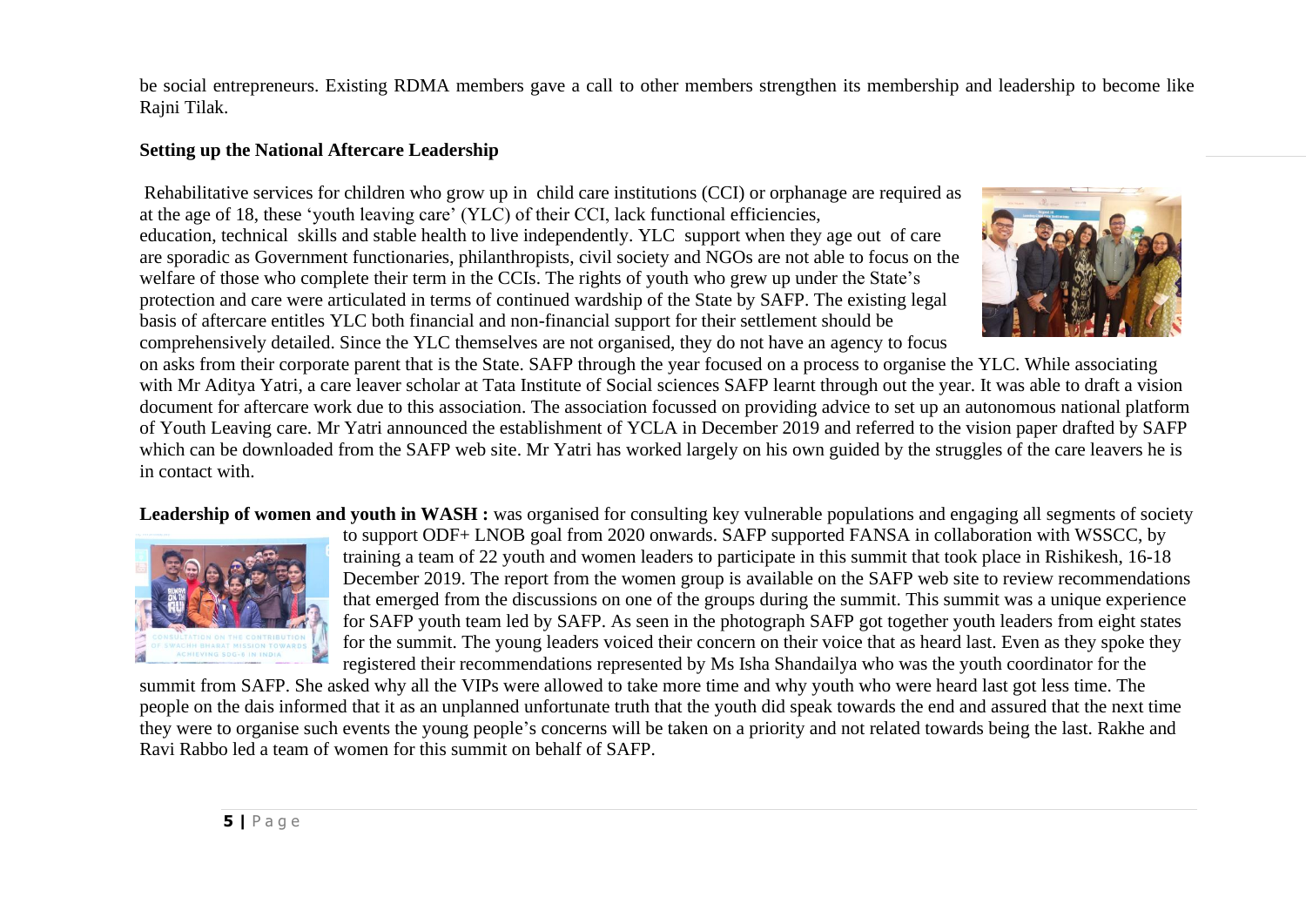be social entrepreneurs. Existing RDMA members gave a call to other members strengthen its membership and leadership to become like Rajni Tilak.

**Setting up the National Aftercare Leadership**

Rehabilitative services for children who grow up in child care institutions (CCI) or orphanage are required as at the age of 18, these 'youth leaving care' (YLC) of their CCI, lack functional efficiencies, education, technical skills and stable health to live independently. YLC support when they age out of care are sporadic as Government functionaries, philanthropists, civil society and NGOs are not able to focus on the welfare of those who complete their term in the CCIs. The rights of youth who grew up under the State's protection and care were articulated in terms of continued wardship of the State by SAFP. The existing legal basis of aftercare entitles YLC both financial and non-financial support for their settlement should be comprehensively detailed. Since the YLC themselves are not organised, they do not have an agency to focus on asks from their corporate parent that is the State. SAFP through the year focused on a process to organise the YLC. While associating with Mr Aditya Yatri, a care leaver scholar at Tata Institute of Social sciences SAFP learnt through out the year. It was able to draft a vision document for aftercare work due to this association. The association focussed on providing advice to set up an autonomous national platform of Youth Leaving care. Mr Yatri announced the establishment of YCLA in December 2019 and referred to the vision paper drafted by SAFP which can be downloaded from the SAFP web site. Mr Yatri has worked largely on his own guided by the struggles of the care leavers he is in contact with.

**Leadership of women and youth in WASH :** was organised for consulting key vulnerable populations and engaging all segments of society to support ODF+ LNOB goal from 2020 onwards. SAFP supported FANSA in collaboration with WSSCC, by training a team of 22 youth and women leaders to participate in this summit that took place in Rishikesh, 16-18 December 2019. The report from the women group is available on the SAFP web site to review recommendations that emerged from the discussions on one of the groups during the summit. This summit was a unique experience for SAFP youth team led by SAFP. As seen in the photograph SAFP got together youth leaders from eight states for the summit. The young leaders voiced their concern on their voice that as heard last. Even as they spoke they registered their recommendations represented by Ms Isha Shandailya who was the youth coordinator for the summit from SAFP. She asked why all the VIPs were allowed to take more time and why youth who were heard last got less time. The people on the dais informed that it as an unplanned unfortunate truth that the youth did speak towards the end and assured that the next time they were to organise such events the young people's concerns will be taken on a priority and not related towards being the last. Rakhe and Ravi Rabbo led a team of women for this summit on behalf of SAFP.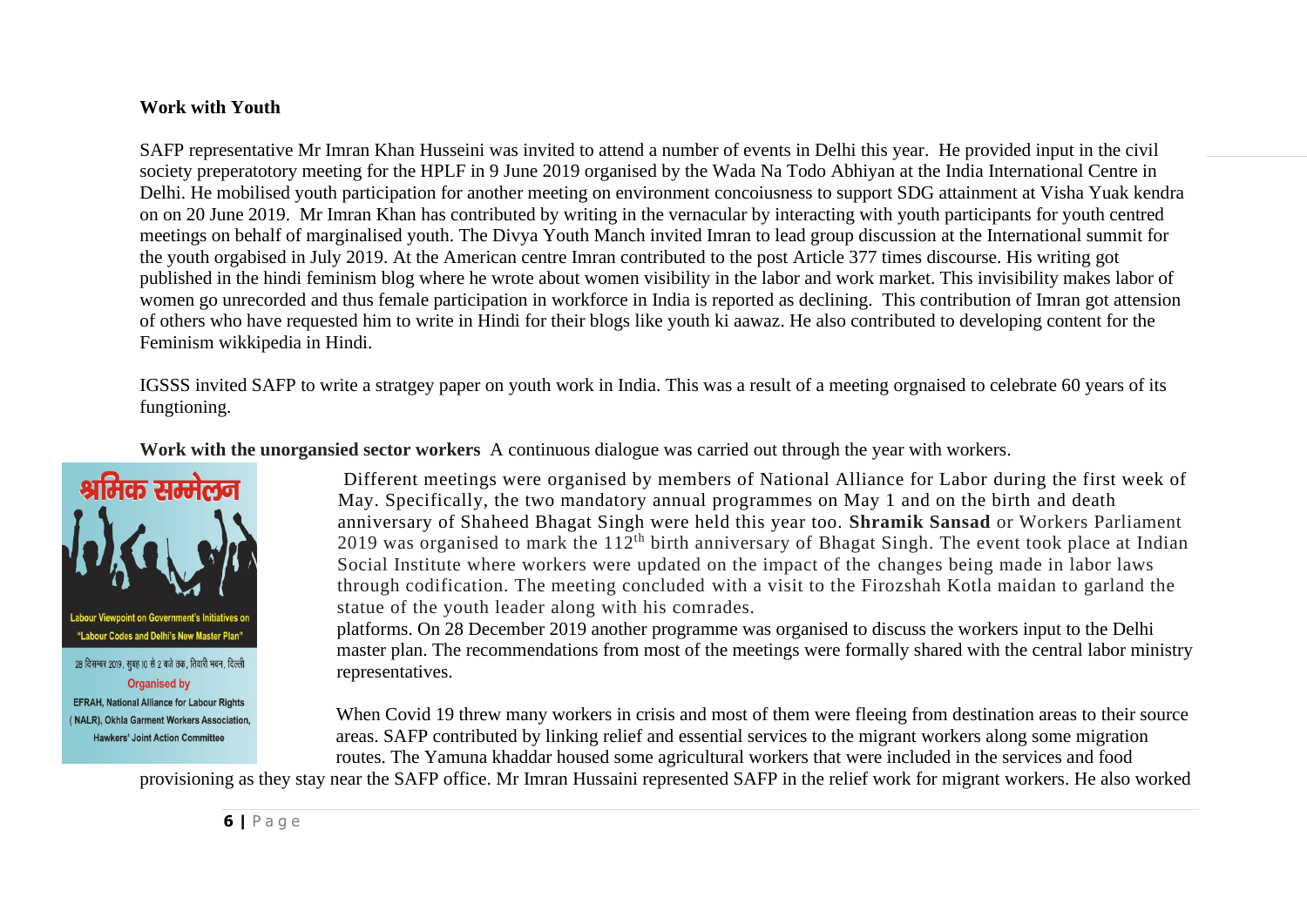**Work with Youth**

SAFP representative Mr Imran Khan Husseini was invited to attend a number of events in Delhi this year. He provided input in the civil society preperatotory meeting for the HPLF in 9 June 2019 organised by the Wada Na Todo Abhiyan at the India International Centre in Delhi. He mobilised youth participation for another meeting on environment concoiusness to support SDG attainment at Visha Yuak kendra on on 20 June 2019. Mr Imran Khan has contributed by writing in the vernacular by interacting with youth participants for youth centred meetings on behalf of marginalised youth. The Divya Youth Manch invited Imran to lead group discussion at the International summit for the youth orgabised in July 2019. At the American centre Imran contributed to the post Article 377 times discourse. His writing got published in the hindi feminism blog where he wrote about women visibility in the labor and work market. This invisibility makes labor of women go unrecorded and thus female participation in workforce in India is reported as declining. This contribution of Imran got attension of others who have requested him to write in Hindi for their blogs like youth ki aawaz. He also contributed to developing content for the Feminism wikkipedia in Hindi.

IGSSS invited SAFP to write a stratgey paper on youth work in India. This was a result of a meeting orgnaised to celebrate 60 years of its fungtioning.

**Work with the unorgansied sector workers** A continuous dialogue was carried out through the year with workers.

श्रमिक सम्मेलन

Labour Viewpoint on Government's Initiatives on "Labour Codes and Delhi's New Master Plan"

28 दिसम्बर 2019, सुबह 10 से 2 बजे तक, तिवारी भवन, दिल्ली

Organised by

EFRAH, National Alliance for Labour Rights (NALR), Okhla Garment Workers Association, Hawkers' Joint Action Committee

Different meetings were organised by members of National Alliance for Labor during the first week of May. Specifically, the two mandatory annual programmes on May 1 and on the birth and death anniversary of Shaheed Bhagat Singh were held this year too. **Shramik Sansad** or Workers Parliament 2019 was organised to mark the 112th birth anniversary of Bhagat Singh. The event took place at Indian Social Institute where workers were updated on the impact of the changes being made in labor laws through codification. The meeting concluded with a visit to the Firozshah Kotla maidan to garland the statue of the youth leader along with his comrades.

platforms. On 28 December 2019 another programme was organised to discuss the workers input to the Delhi master plan. The recommendations from most of the meetings were formally shared with the central labor ministry representatives.

When Covid 19 threw many workers in crisis and most of them were fleeing from destination areas to their source areas. SAFP contributed by linking relief and essential services to the migrant workers along some migration routes. The Yamuna khaddar housed some agricultural workers that were included in the services and food provisioning as they stay near the SAFP office. Mr Imran Hussaini represented SAFP in the relief work for migrant workers. He also worked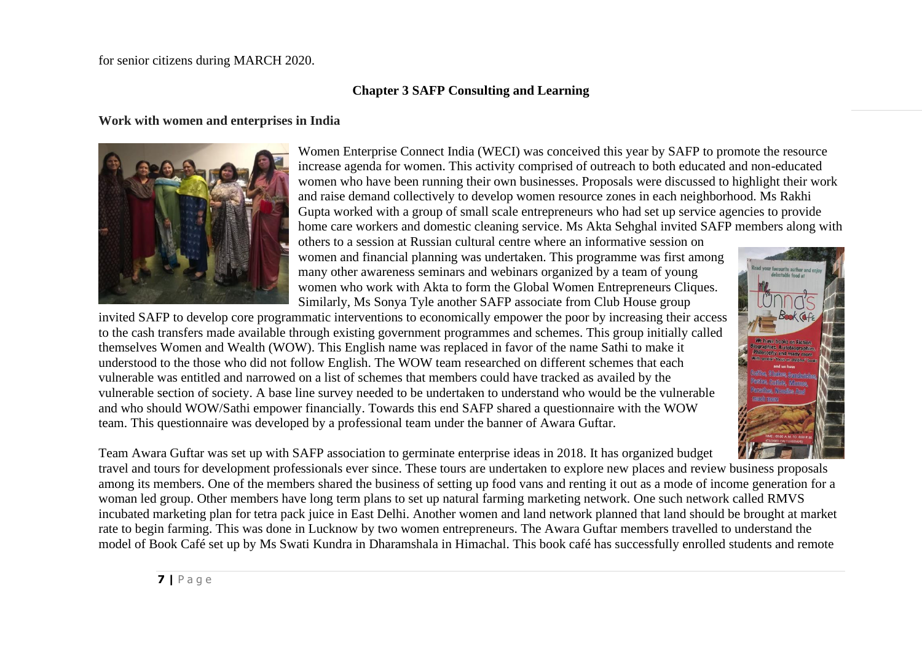for senior citizens during MARCH 2020.

## Chapter 3 SAFP Consulting and Learning

### Work with women and enterprises in India

Women Enterprise Connect India (WECI) was conceived this year by SAFP to promote the resource increase agenda for women. This activity comprised of outreach to both educated and non-educated women who have been running their own businesses. Proposals were discussed to highlight their work and raise demand collectively to develop women resource zones in each neighborhood. Ms Rakhi Gupta worked with a group of small scale entrepreneurs who had set up service agencies to provide home care workers and domestic cleaning service. Ms Akta Sehghal invited SAFP members along with others to a session at Russian cultural centre where an informative session on women and financial planning was undertaken. This programme was first among many other awareness seminars and webinars organized by a team of young women who work with Akta to form the Global Women Entrepreneurs Cliques. Similarly, Ms Sonya Tyle another SAFP associate from Club House group invited SAFP to develop core programmatic interventions to economically empower the poor by increasing their access to the cash transfers made available through existing government programmes and schemes. This group initially called themselves Women and Wealth (WOW). This English name was replaced in favor of the name Sathi to make it understood to the those who did not follow English. The WOW team researched on different schemes that each vulnerable was entitled and narrowed on a list of schemes that members could have tracked as availed by the vulnerable section of society. A base line survey needed to be undertaken to understand who would be the vulnerable and who should WOW/Sathi empower financially. Towards this end SAFP shared a questionnaire with the WOW team. This questionnaire was developed by a professional team under the banner of Awara Guftar.

Team Awara Guftar was set up with SAFP association to germinate enterprise ideas in 2018. It has organized budget travel and tours for development professionals ever since. These tours are undertaken to explore new places and review business proposals among its members. One of the members shared the business of setting up food vans and renting it out as a mode of income generation for a woman led group. Other members have long term plans to set up natural farming marketing network. One such network called RMVS incubated marketing plan for tetra pack juice in East Delhi. Another women and land network planned that land should be brought at market rate to begin farming. This was done in Lucknow by two women entrepreneurs. The Awara Guftar members travelled to understand the model of Book Café set up by Ms Swati Kundra in Dharamshala in Himachal. This book café has successfully enrolled students and remote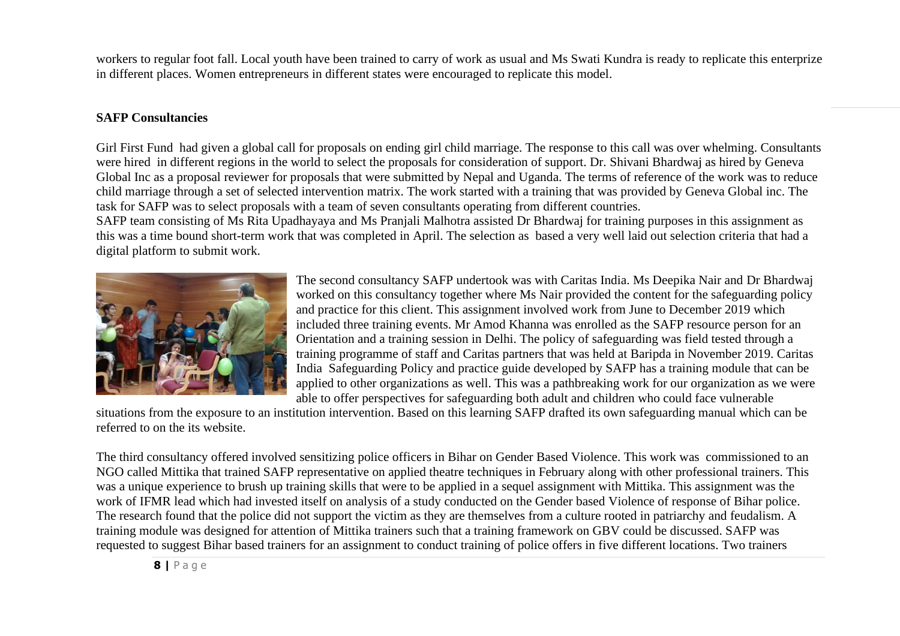workers to regular foot fall. Local youth have been trained to carry of work as usual and Ms Swati Kundra is ready to replicate this enterprize in different places. Women entrepreneurs in different states were encouraged to replicate this model.

**SAFP Consultancies**

Girl First Fund had given a global call for proposals on ending girl child marriage. The response to this call was over whelming. Consultants were hired in different regions in the world to select the proposals for consideration of support. Dr. Shivani Bhardwaj as hired by Geneva Global Inc as a proposal reviewer for proposals that were submitted by Nepal and Uganda. The terms of reference of the work was to reduce child marriage through a set of selected intervention matrix. The work started with a training that was provided by Geneva Global inc. The task for SAFP was to select proposals with a team of seven consultants operating from different countries.
SAFP team consisting of Ms Rita Upadhayaya and Ms Pranjali Malhotra assisted Dr Bhardwaj for training purposes in this assignment as this was a time bound short-term work that was completed in April. The selection as based a very well laid out selection criteria that had a digital platform to submit work.

The second consultancy SAFP undertook was with Caritas India. Ms Deepika Nair and Dr Bhardwaj worked on this consultancy together where Ms Nair provided the content for the safeguarding policy and practice for this client. This assignment involved work from June to December 2019 which included three training events. Mr Amod Khanna was enrolled as the SAFP resource person for an Orientation and a training session in Delhi. The policy of safeguarding was field tested through a training programme of staff and Caritas partners that was held at Baripda in November 2019. Caritas India Safeguarding Policy and practice guide developed by SAFP has a training module that can be applied to other organizations as well. This was a pathbreaking work for our organization as we were able to offer perspectives for safeguarding both adult and children who could face vulnerable situations from the exposure to an institution intervention. Based on this learning SAFP drafted its own safeguarding manual which can be referred to on the its website.

The third consultancy offered involved sensitizing police officers in Bihar on Gender Based Violence. This work was commissioned to an NGO called Mittika that trained SAFP representative on applied theatre techniques in February along with other professional trainers. This was a unique experience to brush up training skills that were to be applied in a sequel assignment with Mittika. This assignment was the work of IFMR lead which had invested itself on analysis of a study conducted on the Gender based Violence of response of Bihar police. The research found that the police did not support the victim as they are themselves from a culture rooted in patriarchy and feudalism. A training module was designed for attention of Mittika trainers such that a training framework on GBV could be discussed. SAFP was requested to suggest Bihar based trainers for an assignment to conduct training of police offers in five different locations. Two trainers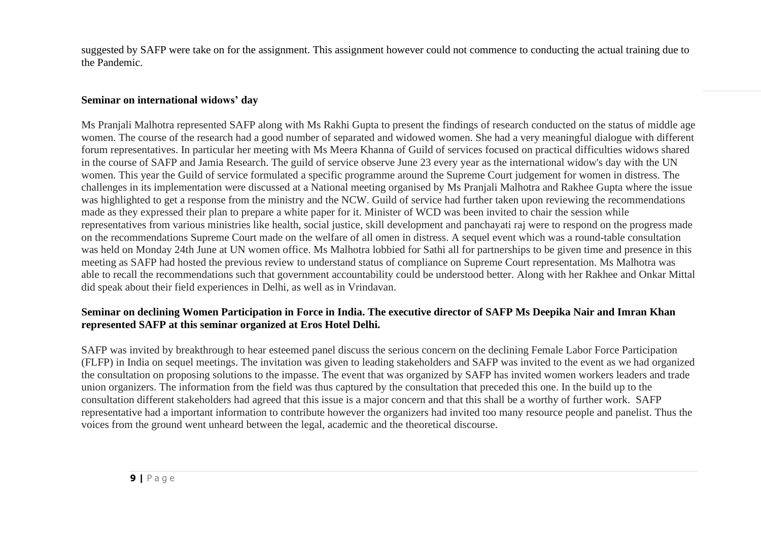suggested by SAFP were take on for the assignment. This assignment however could not commence to conducting the actual training due to the Pandemic.

**Seminar on international widows' day**

Ms Pranjali Malhotra represented SAFP along with Ms Rakhi Gupta to present the findings of research conducted on the status of middle age women. The course of the research had a good number of separated and widowed women. She had a very meaningful dialogue with different forum representatives. In particular her meeting with Ms Meera Khanna of Guild of services focused on practical difficulties widows shared in the course of SAFP and Jamia Research. The guild of service observe June 23 every year as the international widow's day with the UN women. This year the Guild of service formulated a specific programme around the Supreme Court judgement for women in distress. The challenges in its implementation were discussed at a National meeting organised by Ms Pranjali Malhotra and Rakhee Gupta where the issue was highlighted to get a response from the ministry and the NCW. Guild of service had further taken upon reviewing the recommendations made as they expressed their plan to prepare a white paper for it. Minister of WCD was been invited to chair the session while representatives from various ministries like health, social justice, skill development and panchayati raj were to respond on the progress made on the recommendations Supreme Court made on the welfare of all omen in distress. A sequel event which was a round-table consultation was held on Monday 24th June at UN women office. Ms Malhotra lobbied for Sathi all for partnerships to be given time and presence in this meeting as SAFP had hosted the previous review to understand status of compliance on Supreme Court representation. Ms Malhotra was able to recall the recommendations such that government accountability could be understood better. Along with her Rakhee and Onkar Mittal did speak about their field experiences in Delhi, as well as in Vrindavan.

**Seminar on declining Women Participation in Force in India. The executive director of SAFP Ms Deepika Nair and Imran Khan represented SAFP at this seminar organized at Eros Hotel Delhi.**

SAFP was invited by breakthrough to hear esteemed panel discuss the serious concern on the declining Female Labor Force Participation (FLFP) in India on sequel meetings. The invitation was given to leading stakeholders and SAFP was invited to the event as we had organized the consultation on proposing solutions to the impasse. The event that was organized by SAFP has invited women workers leaders and trade union organizers. The information from the field was thus captured by the consultation that preceded this one. In the build up to the consultation different stakeholders had agreed that this issue is a major concern and that this shall be a worthy of further work. SAFP representative had a important information to contribute however the organizers had invited too many resource people and panelist. Thus the voices from the ground went unheard between the legal, academic and the theoretical discourse.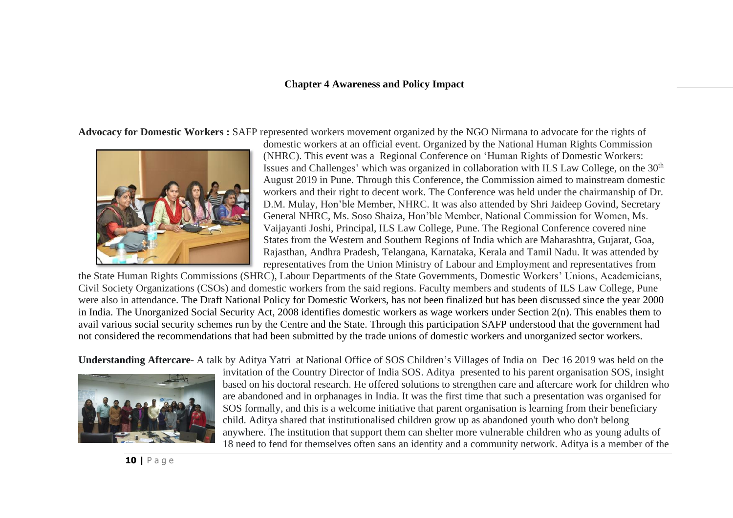## Chapter 4 Awareness and Policy Impact

**Advocacy for Domestic Workers :** SAFP represented workers movement organized by the NGO Nirmana to advocate for the rights of domestic workers at an official event. Organized by the National Human Rights Commission (NHRC). This event was a Regional Conference on 'Human Rights of Domestic Workers: Issues and Challenges' which was organized in collaboration with ILS Law College, on the 30th August 2019 in Pune. Through this Conference, the Commission aimed to mainstream domestic workers and their right to decent work. The Conference was held under the chairmanship of Dr. D.M. Mulay, Hon'ble Member, NHRC. It was also attended by Shri Jaideep Govind, Secretary General NHRC, Ms. Soso Shaiza, Hon'ble Member, National Commission for Women, Ms. Vaijayanti Joshi, Principal, ILS Law College, Pune. The Regional Conference covered nine States from the Western and Southern Regions of India which are Maharashtra, Gujarat, Goa, Rajasthan, Andhra Pradesh, Telangana, Karnataka, Kerala and Tamil Nadu. It was attended by representatives from the Union Ministry of Labour and Employment and representatives from the State Human Rights Commissions (SHRC), Labour Departments of the State Governments, Domestic Workers' Unions, Academicians, Civil Society Organizations (CSOs) and domestic workers from the said regions. Faculty members and students of ILS Law College, Pune were also in attendance. The Draft National Policy for Domestic Workers, has not been finalized but has been discussed since the year 2000 in India. The Unorganized Social Security Act, 2008 identifies domestic workers as wage workers under Section 2(n). This enables them to avail various social security schemes run by the Centre and the State. Through this participation SAFP understood that the government had not considered the recommendations that had been submitted by the trade unions of domestic workers and unorganized sector workers.

**Understanding Aftercare**- A talk by Aditya Yatri at National Office of SOS Children's Villages of India on Dec 16 2019 was held on the invitation of the Country Director of India SOS. Aditya presented to his parent organisation SOS, insight based on his doctoral research. He offered solutions to strengthen care and aftercare work for children who are abandoned and in orphanages in India. It was the first time that such a presentation was organised for SOS formally, and this is a welcome initiative that parent organisation is learning from their beneficiary child. Aditya shared that institutionalised children grow up as abandoned youth who don't belong anywhere. The institution that support them can shelter more vulnerable children who as young adults of 18 need to fend for themselves often sans an identity and a community network. Aditya is a member of the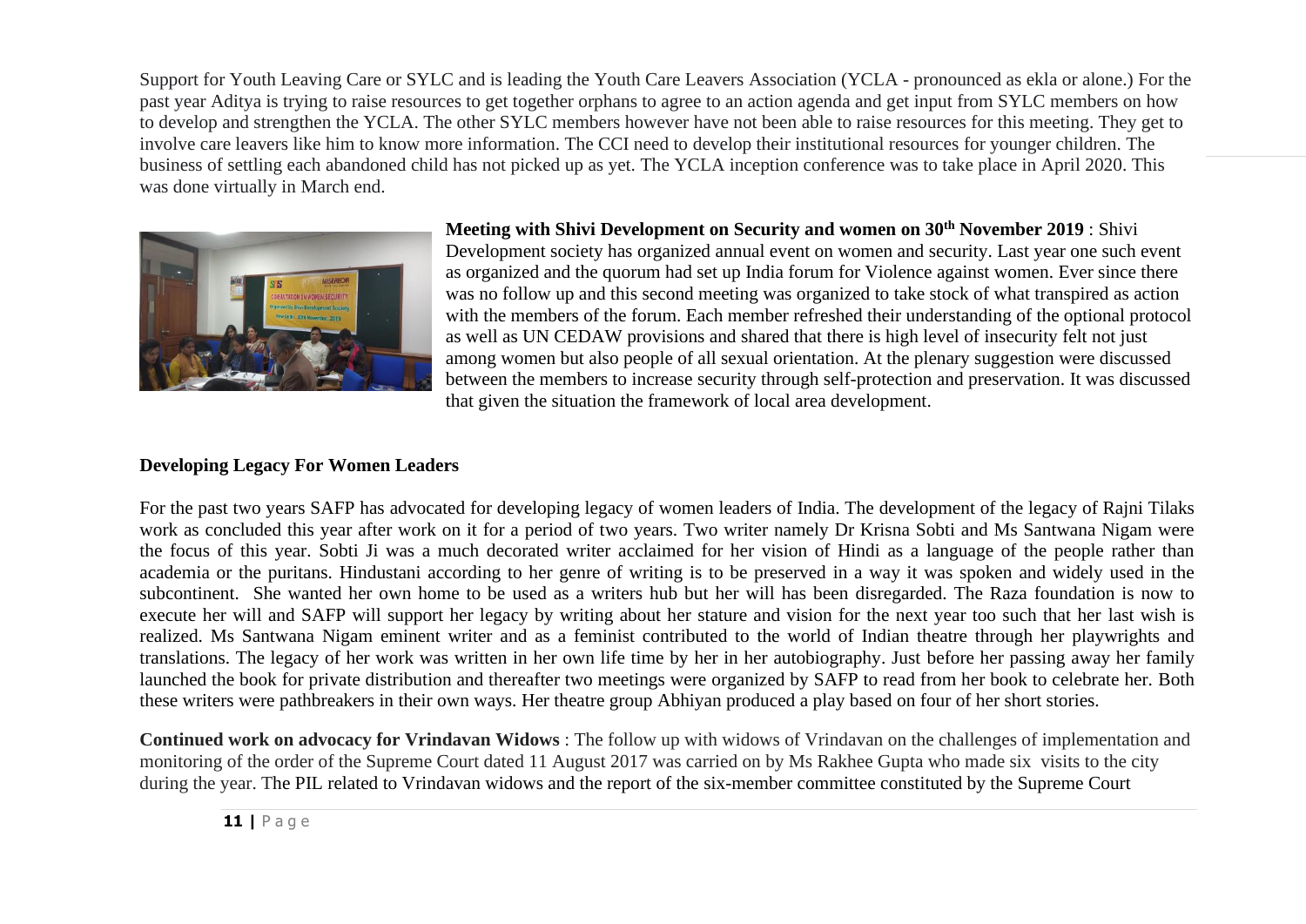Support for Youth Leaving Care or SYLC and is leading the Youth Care Leavers Association (YCLA - pronounced as ekla or alone.) For the past year Aditya is trying to raise resources to get together orphans to agree to an action agenda and get input from SYLC members on how to develop and strengthen the YCLA. The other SYLC members however have not been able to raise resources for this meeting. They get to involve care leavers like him to know more information. The CCI need to develop their institutional resources for younger children. The business of settling each abandoned child has not picked up as yet. The YCLA inception conference was to take place in April 2020. This was done virtually in March end.

**Meeting with Shivi Development on Security and women on 30th November 2019** : Shivi Development society has organized annual event on women and security. Last year one such event as organized and the quorum had set up India forum for Violence against women. Ever since there was no follow up and this second meeting was organized to take stock of what transpired as action with the members of the forum. Each member refreshed their understanding of the optional protocol as well as UN CEDAW provisions and shared that there is high level of insecurity felt not just among women but also people of all sexual orientation. At the plenary suggestion were discussed between the members to increase security through self-protection and preservation. It was discussed that given the situation the framework of local area development.

**Developing Legacy For Women Leaders**

For the past two years SAFP has advocated for developing legacy of women leaders of India. The development of the legacy of Rajni Tilaks work as concluded this year after work on it for a period of two years. Two writer namely Dr Krisna Sobti and Ms Santwana Nigam were the focus of this year. Sobti Ji was a much decorated writer acclaimed for her vision of Hindi as a language of the people rather than academia or the puritans. Hindustani according to her genre of writing is to be preserved in a way it was spoken and widely used in the subcontinent. She wanted her own home to be used as a writers hub but her will has been disregarded. The Raza foundation is now to execute her will and SAFP will support her legacy by writing about her stature and vision for the next year too such that her last wish is realized. Ms Santwana Nigam eminent writer and as a feminist contributed to the world of Indian theatre through her playwrights and translations. The legacy of her work was written in her own life time by her in her autobiography. Just before her passing away her family launched the book for private distribution and thereafter two meetings were organized by SAFP to read from her book to celebrate her. Both these writers were pathbreakers in their own ways. Her theatre group Abhiyan produced a play based on four of her short stories.

**Continued work on advocacy for Vrindavan Widows** : The follow up with widows of Vrindavan on the challenges of implementation and monitoring of the order of the Supreme Court dated 11 August 2017 was carried on by Ms Rakhee Gupta who made six visits to the city during the year. The PIL related to Vrindavan widows and the report of the six-member committee constituted by the Supreme Court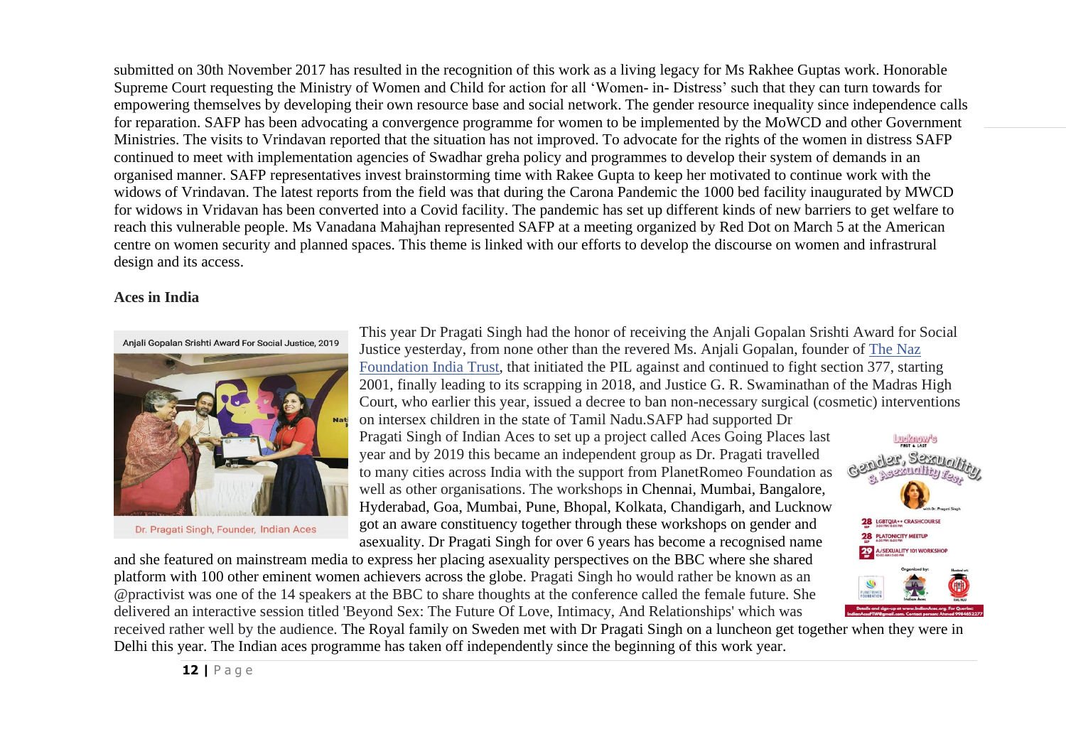submitted on 30th November 2017 has resulted in the recognition of this work as a living legacy for Ms Rakhee Guptas work. Honorable Supreme Court requesting the Ministry of Women and Child for action for all 'Women- in- Distress' such that they can turn towards for empowering themselves by developing their own resource base and social network. The gender resource inequality since independence calls for reparation. SAFP has been advocating a convergence programme for women to be implemented by the MoWCD and other Government Ministries. The visits to Vrindavan reported that the situation has not improved. To advocate for the rights of the women in distress SAFP continued to meet with implementation agencies of Swadhar greha policy and programmes to develop their system of demands in an organised manner. SAFP representatives invest brainstorming time with Rakee Gupta to keep her motivated to continue work with the widows of Vrindavan. The latest reports from the field was that during the Carona Pandemic the 1000 bed facility inaugurated by MWCD for widows in Vridavan has been converted into a Covid facility. The pandemic has set up different kinds of new barriers to get welfare to reach this vulnerable people. Ms Vanadana Mahajhan represented SAFP at a meeting organized by Red Dot on March 5 at the American centre on women security and planned spaces. This theme is linked with our efforts to develop the discourse on women and infrastrural design and its access.

**Aces in India**

Anjali Gopalan Srishti Award For Social Justice, 2019

Dr. Pragati Singh, Founder, Indian Aces

This year Dr Pragati Singh had the honor of receiving the Anjali Gopalan Srishti Award for Social Justice yesterday, from none other than the revered Ms. Anjali Gopalan, founder of The Naz Foundation India Trust, that initiated the PIL against and continued to fight section 377, starting 2001, finally leading to its scrapping in 2018, and Justice G. R. Swaminathan of the Madras High Court, who earlier this year, issued a decree to ban non-necessary surgical (cosmetic) interventions on intersex children in the state of Tamil Nadu.SAFP had supported Dr Pragati Singh of Indian Aces to set up a project called Aces Going Places last year and by 2019 this became an independent group as Dr. Pragati travelled to many cities across India with the support from PlanetRomeo Foundation as well as other organisations. The workshops in Chennai, Mumbai, Bangalore, Hyderabad, Goa, Mumbai, Pune, Bhopal, Kolkata, Chandigarh, and Lucknow got an aware constituency together through these workshops on gender and asexuality. Dr Pragati Singh for over 6 years has become a recognised name and she featured on mainstream media to express her placing asexuality perspectives on the BBC where she shared platform with 100 other eminent women achievers across the globe. Pragati Singh ho would rather be known as an @practivist was one of the 14 speakers at the BBC to share thoughts at the conference called the female future. She delivered an interactive session titled 'Beyond Sex: The Future Of Love, Intimacy, And Relationships' which was received rather well by the audience. The Royal family on Sweden met with Dr Pragati Singh on a luncheon get together when they were in Delhi this year. The Indian aces programme has taken off independently since the beginning of this work year.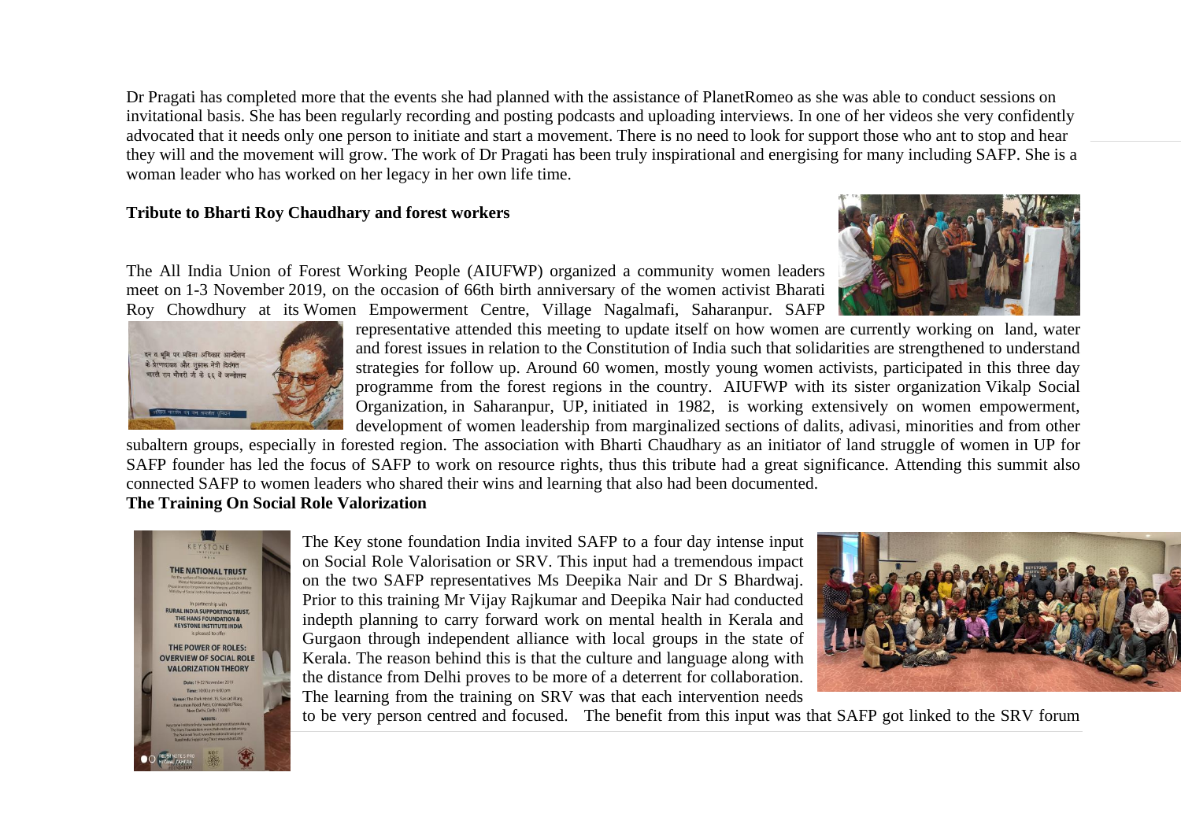Dr Pragati has completed more that the events she had planned with the assistance of PlanetRomeo as she was able to conduct sessions on invitational basis. She has been regularly recording and posting podcasts and uploading interviews. In one of her videos she very confidently advocated that it needs only one person to initiate and start a movement. There is no need to look for support those who ant to stop and hear they will and the movement will grow. The work of Dr Pragati has been truly inspirational and energising for many including SAFP. She is a woman leader who has worked on her legacy in her own life time.

**Tribute to Bharti Roy Chaudhary and forest workers**

The All India Union of Forest Working People (AIUFWP) organized a community women leaders meet on 1-3 November 2019, on the occasion of 66th birth anniversary of the women activist Bharati Roy Chowdhury at its Women Empowerment Centre, Village Nagalmafi, Saharanpur. SAFP representative attended this meeting to update itself on how women are currently working on land, water and forest issues in relation to the Constitution of India such that solidarities are strengthened to understand strategies for follow up. Around 60 women, mostly young women activists, participated in this three day programme from the forest regions in the country. AIUFWP with its sister organization Vikalp Social Organization, in Saharanpur, UP, initiated in 1982, is working extensively on women empowerment, development of women leadership from marginalized sections of dalits, adivasi, minorities and from other subaltern groups, especially in forested region. The association with Bharti Chaudhary as an initiator of land struggle of women in UP for SAFP founder has led the focus of SAFP to work on resource rights, thus this tribute had a great significance. Attending this summit also connected SAFP to women leaders who shared their wins and learning that also had been documented.

**The Training On Social Role Valorization**

The Key stone foundation India invited SAFP to a four day intense input on Social Role Valorisation or SRV. This input had a tremendous impact on the two SAFP representatives Ms Deepika Nair and Dr S Bhardwaj. Prior to this training Mr Vijay Rajkumar and Deepika Nair had conducted indepth planning to carry forward work on mental health in Kerala and Gurgaon through independent alliance with local groups in the state of Kerala. The reason behind this is that the culture and language along with the distance from Delhi proves to be more of a deterrent for collaboration. The learning from the training on SRV was that each intervention needs to be very person centred and focused. The benefit from this input was that SAFP got linked to the SRV forum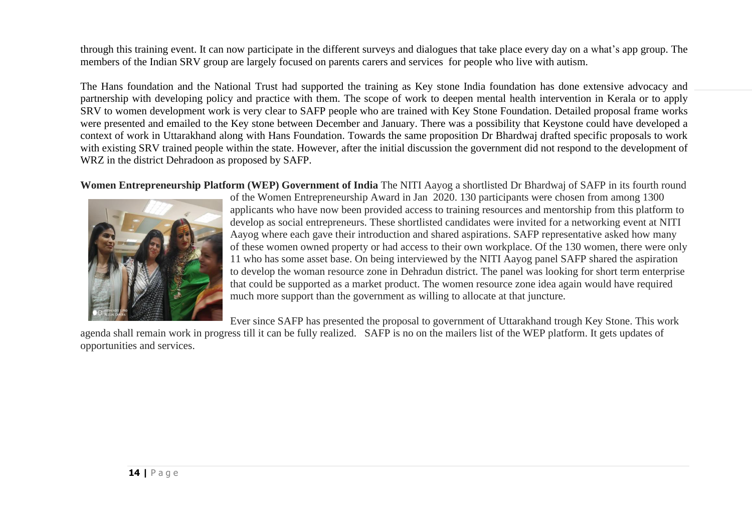through this training event. It can now participate in the different surveys and dialogues that take place every day on a what's app group. The members of the Indian SRV group are largely focused on parents carers and services for people who live with autism.

The Hans foundation and the National Trust had supported the training as Key stone India foundation has done extensive advocacy and partnership with developing policy and practice with them. The scope of work to deepen mental health intervention in Kerala or to apply SRV to women development work is very clear to SAFP people who are trained with Key Stone Foundation. Detailed proposal frame works were presented and emailed to the Key stone between December and January. There was a possibility that Keystone could have developed a context of work in Uttarakhand along with Hans Foundation. Towards the same proposition Dr Bhardwaj drafted specific proposals to work with existing SRV trained people within the state. However, after the initial discussion the government did not respond to the development of WRZ in the district Dehradoon as proposed by SAFP.

**Women Entrepreneurship Platform (WEP) Government of India** The NITI Aayog a shortlisted Dr Bhardwaj of SAFP in its fourth round of the Women Entrepreneurship Award in Jan 2020. 130 participants were chosen from among 1300 applicants who have now been provided access to training resources and mentorship from this platform to develop as social entrepreneurs. These shortlisted candidates were invited for a networking event at NITI Aayog where each gave their introduction and shared aspirations. SAFP representative asked how many of these women owned property or had access to their own workplace. Of the 130 women, there were only 11 who has some asset base. On being interviewed by the NITI Aayog panel SAFP shared the aspiration to develop the woman resource zone in Dehradun district. The panel was looking for short term enterprise that could be supported as a market product. The women resource zone idea again would have required much more support than the government as willing to allocate at that juncture.

Ever since SAFP has presented the proposal to government of Uttarakhand trough Key Stone. This work agenda shall remain work in progress till it can be fully realized. SAFP is no on the mailers list of the WEP platform. It gets updates of opportunities and services.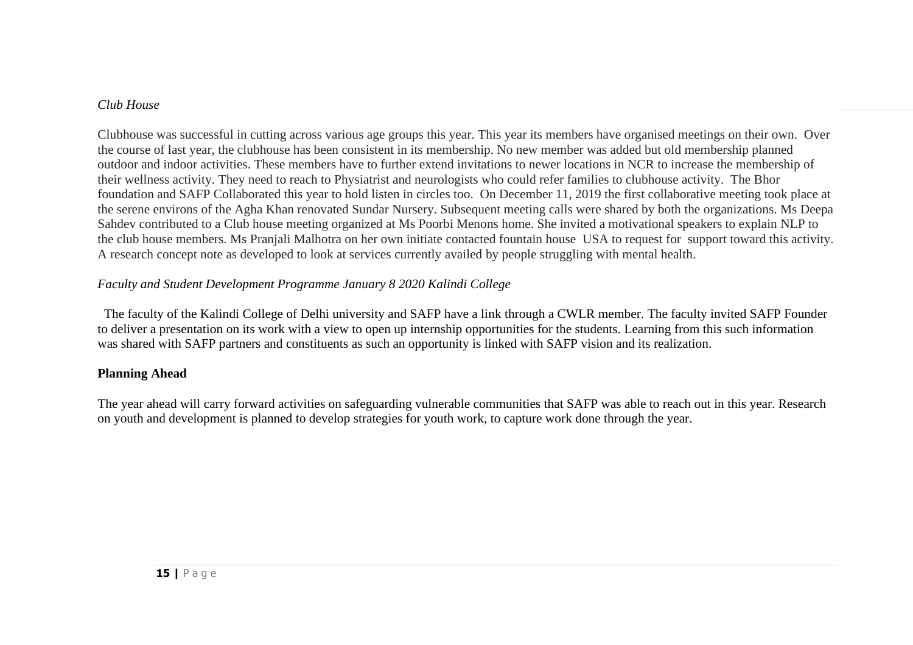*Club House*

Clubhouse was successful in cutting across various age groups this year. This year its members have organised meetings on their own. Over the course of last year, the clubhouse has been consistent in its membership. No new member was added but old membership planned outdoor and indoor activities. These members have to further extend invitations to newer locations in NCR to increase the membership of their wellness activity. They need to reach to Physiatrist and neurologists who could refer families to clubhouse activity. The Bhor foundation and SAFP Collaborated this year to hold listen in circles too. On December 11, 2019 the first collaborative meeting took place at the serene environs of the Agha Khan renovated Sundar Nursery. Subsequent meeting calls were shared by both the organizations. Ms Deepa Sahdev contributed to a Club house meeting organized at Ms Poorbi Menons home. She invited a motivational speakers to explain NLP to the club house members. Ms Pranjali Malhotra on her own initiate contacted fountain house USA to request for support toward this activity. A research concept note as developed to look at services currently availed by people struggling with mental health.

*Faculty and Student Development Programme January 8 2020 Kalindi College*

The faculty of the Kalindi College of Delhi university and SAFP have a link through a CWLR member. The faculty invited SAFP Founder to deliver a presentation on its work with a view to open up internship opportunities for the students. Learning from this such information was shared with SAFP partners and constituents as such an opportunity is linked with SAFP vision and its realization.

**Planning Ahead**

The year ahead will carry forward activities on safeguarding vulnerable communities that SAFP was able to reach out in this year. Research on youth and development is planned to develop strategies for youth work, to capture work done through the year.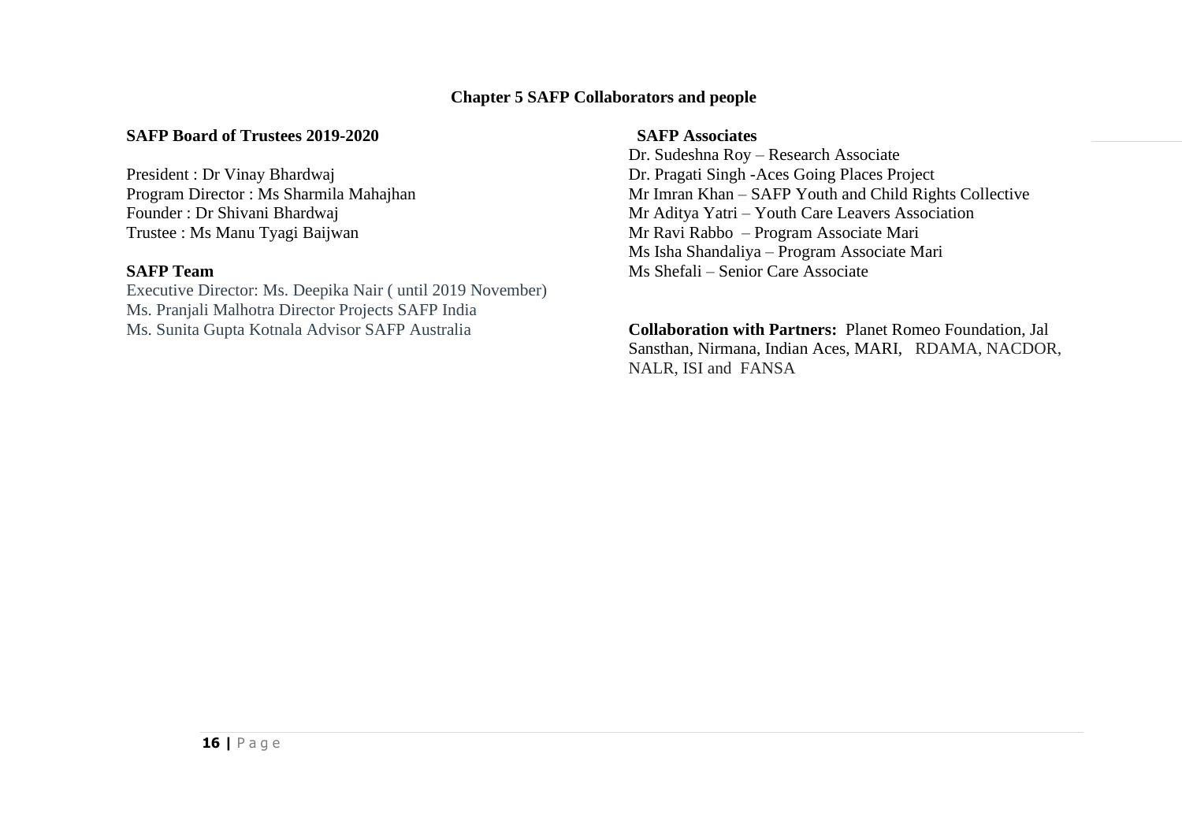## Chapter 5 SAFP Collaborators and people

**SAFP Board of Trustees 2019-2020**

President : Dr Vinay Bhardwaj
Program Director : Ms Sharmila Mahajhan
Founder : Dr Shivani Bhardwaj
Trustee : Ms Manu Tyagi Baijwan

**SAFP Team**

Executive Director: Ms. Deepika Nair ( until 2019 November)
Ms. Pranjali Malhotra Director Projects SAFP India
Ms. Sunita Gupta Kotnala Advisor SAFP Australia

**SAFP Associates**

Dr. Sudeshna Roy – Research Associate
Dr. Pragati Singh -Aces Going Places Project
Mr Imran Khan – SAFP Youth and Child Rights Collective
Mr Aditya Yatri – Youth Care Leavers Association
Mr Ravi Rabbo – Program Associate Mari
Ms Isha Shandaliya – Program Associate Mari
Ms Shefali – Senior Care Associate

**Collaboration with Partners:** Planet Romeo Foundation, Jal Sansthan, Nirmana, Indian Aces, MARI, RDAMA, NACDOR, NALR, ISI and FANSA